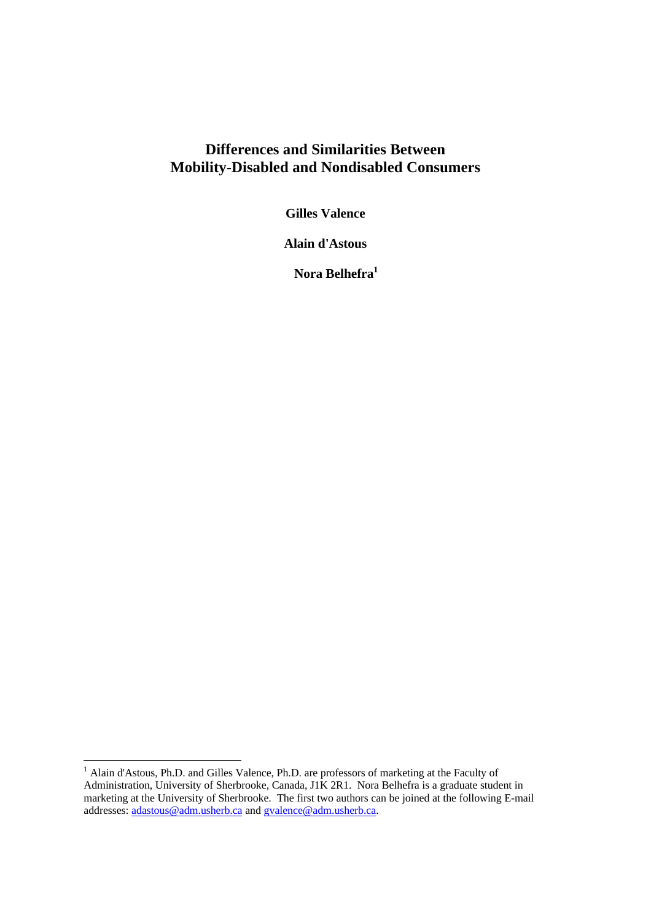# Differences and Similarities Between Mobility-Disabled and Nondisabled Consumers

**Gilles Valence**

**Alain d'Astous**

**Nora Belhefra**[1]

[1] Alain d'Astous, Ph.D. and Gilles Valence, Ph.D. are professors of marketing at the Faculty of Administration, University of Sherbrooke, Canada, J1K 2R1. Nora Belhefra is a graduate student in marketing at the University of Sherbrooke. The first two authors can be joined at the following E-mail addresses: adastous@adm.usherb.ca and gvalence@adm.usherb.ca.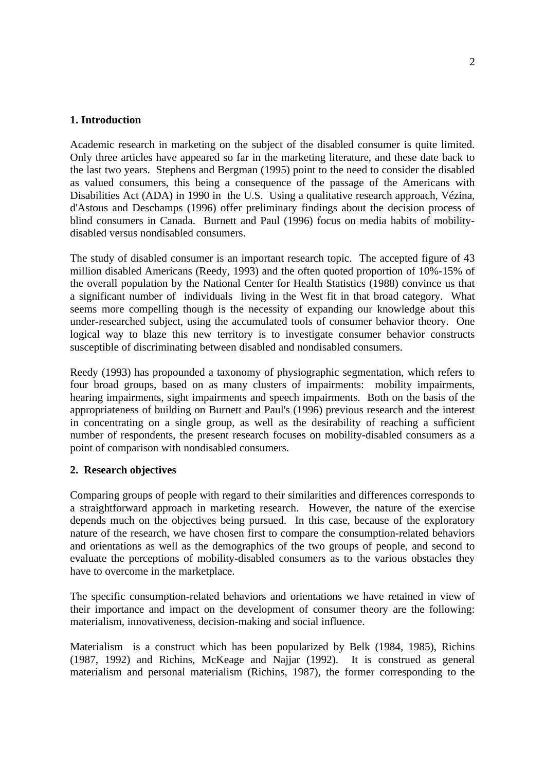## 1. Introduction

Academic research in marketing on the subject of the disabled consumer is quite limited. Only three articles have appeared so far in the marketing literature, and these date back to the last two years. Stephens and Bergman (1995) point to the need to consider the disabled as valued consumers, this being a consequence of the passage of the Americans with Disabilities Act (ADA) in 1990 in the U.S. Using a qualitative research approach, Vézina, d'Astous and Deschamps (1996) offer preliminary findings about the decision process of blind consumers in Canada. Burnett and Paul (1996) focus on media habits of mobility-disabled versus nondisabled consumers.

The study of disabled consumer is an important research topic. The accepted figure of 43 million disabled Americans (Reedy, 1993) and the often quoted proportion of 10%-15% of the overall population by the National Center for Health Statistics (1988) convince us that a significant number of individuals living in the West fit in that broad category. What seems more compelling though is the necessity of expanding our knowledge about this under-researched subject, using the accumulated tools of consumer behavior theory. One logical way to blaze this new territory is to investigate consumer behavior constructs susceptible of discriminating between disabled and nondisabled consumers.

Reedy (1993) has propounded a taxonomy of physiographic segmentation, which refers to four broad groups, based on as many clusters of impairments: mobility impairments, hearing impairments, sight impairments and speech impairments. Both on the basis of the appropriateness of building on Burnett and Paul's (1996) previous research and the interest in concentrating on a single group, as well as the desirability of reaching a sufficient number of respondents, the present research focuses on mobility-disabled consumers as a point of comparison with nondisabled consumers.

## 2. Research objectives

Comparing groups of people with regard to their similarities and differences corresponds to a straightforward approach in marketing research. However, the nature of the exercise depends much on the objectives being pursued. In this case, because of the exploratory nature of the research, we have chosen first to compare the consumption-related behaviors and orientations as well as the demographics of the two groups of people, and second to evaluate the perceptions of mobility-disabled consumers as to the various obstacles they have to overcome in the marketplace.

The specific consumption-related behaviors and orientations we have retained in view of their importance and impact on the development of consumer theory are the following: materialism, innovativeness, decision-making and social influence.

Materialism is a construct which has been popularized by Belk (1984, 1985), Richins (1987, 1992) and Richins, McKeage and Najjar (1992). It is construed as general materialism and personal materialism (Richins, 1987), the former corresponding to the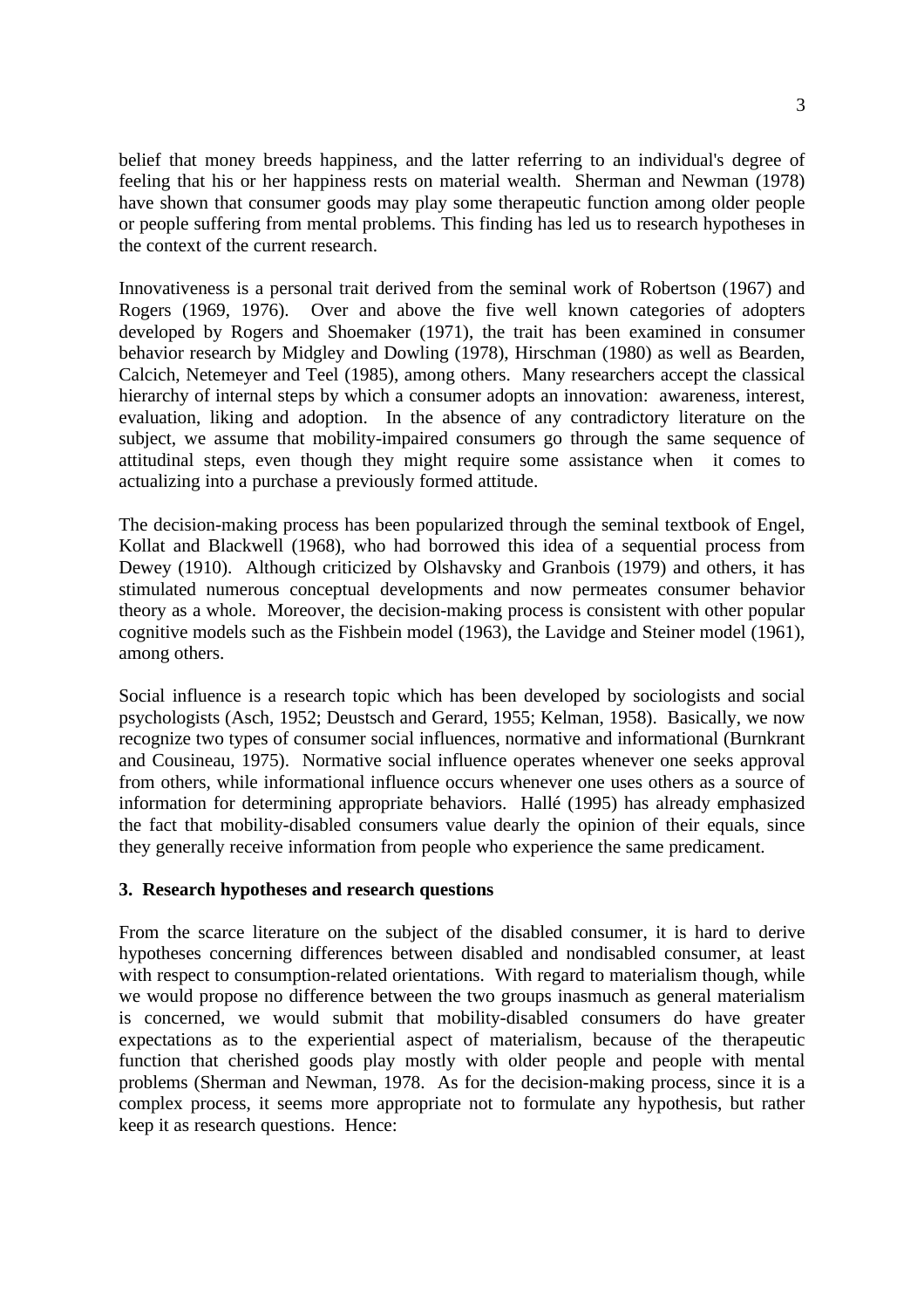belief that money breeds happiness, and the latter referring to an individual's degree of feeling that his or her happiness rests on material wealth. Sherman and Newman (1978) have shown that consumer goods may play some therapeutic function among older people or people suffering from mental problems. This finding has led us to research hypotheses in the context of the current research.

Innovativeness is a personal trait derived from the seminal work of Robertson (1967) and Rogers (1969, 1976). Over and above the five well known categories of adopters developed by Rogers and Shoemaker (1971), the trait has been examined in consumer behavior research by Midgley and Dowling (1978), Hirschman (1980) as well as Bearden, Calcich, Netemeyer and Teel (1985), among others. Many researchers accept the classical hierarchy of internal steps by which a consumer adopts an innovation: awareness, interest, evaluation, liking and adoption. In the absence of any contradictory literature on the subject, we assume that mobility-impaired consumers go through the same sequence of attitudinal steps, even though they might require some assistance when it comes to actualizing into a purchase a previously formed attitude.

The decision-making process has been popularized through the seminal textbook of Engel, Kollat and Blackwell (1968), who had borrowed this idea of a sequential process from Dewey (1910). Although criticized by Olshavsky and Granbois (1979) and others, it has stimulated numerous conceptual developments and now permeates consumer behavior theory as a whole. Moreover, the decision-making process is consistent with other popular cognitive models such as the Fishbein model (1963), the Lavidge and Steiner model (1961), among others.

Social influence is a research topic which has been developed by sociologists and social psychologists (Asch, 1952; Deustsch and Gerard, 1955; Kelman, 1958). Basically, we now recognize two types of consumer social influences, normative and informational (Burnkrant and Cousineau, 1975). Normative social influence operates whenever one seeks approval from others, while informational influence occurs whenever one uses others as a source of information for determining appropriate behaviors. Hallé (1995) has already emphasized the fact that mobility-disabled consumers value dearly the opinion of their equals, since they generally receive information from people who experience the same predicament.

### 3. Research hypotheses and research questions

From the scarce literature on the subject of the disabled consumer, it is hard to derive hypotheses concerning differences between disabled and nondisabled consumer, at least with respect to consumption-related orientations. With regard to materialism though, while we would propose no difference between the two groups inasmuch as general materialism is concerned, we would submit that mobility-disabled consumers do have greater expectations as to the experiential aspect of materialism, because of the therapeutic function that cherished goods play mostly with older people and people with mental problems (Sherman and Newman, 1978. As for the decision-making process, since it is a complex process, it seems more appropriate not to formulate any hypothesis, but rather keep it as research questions. Hence: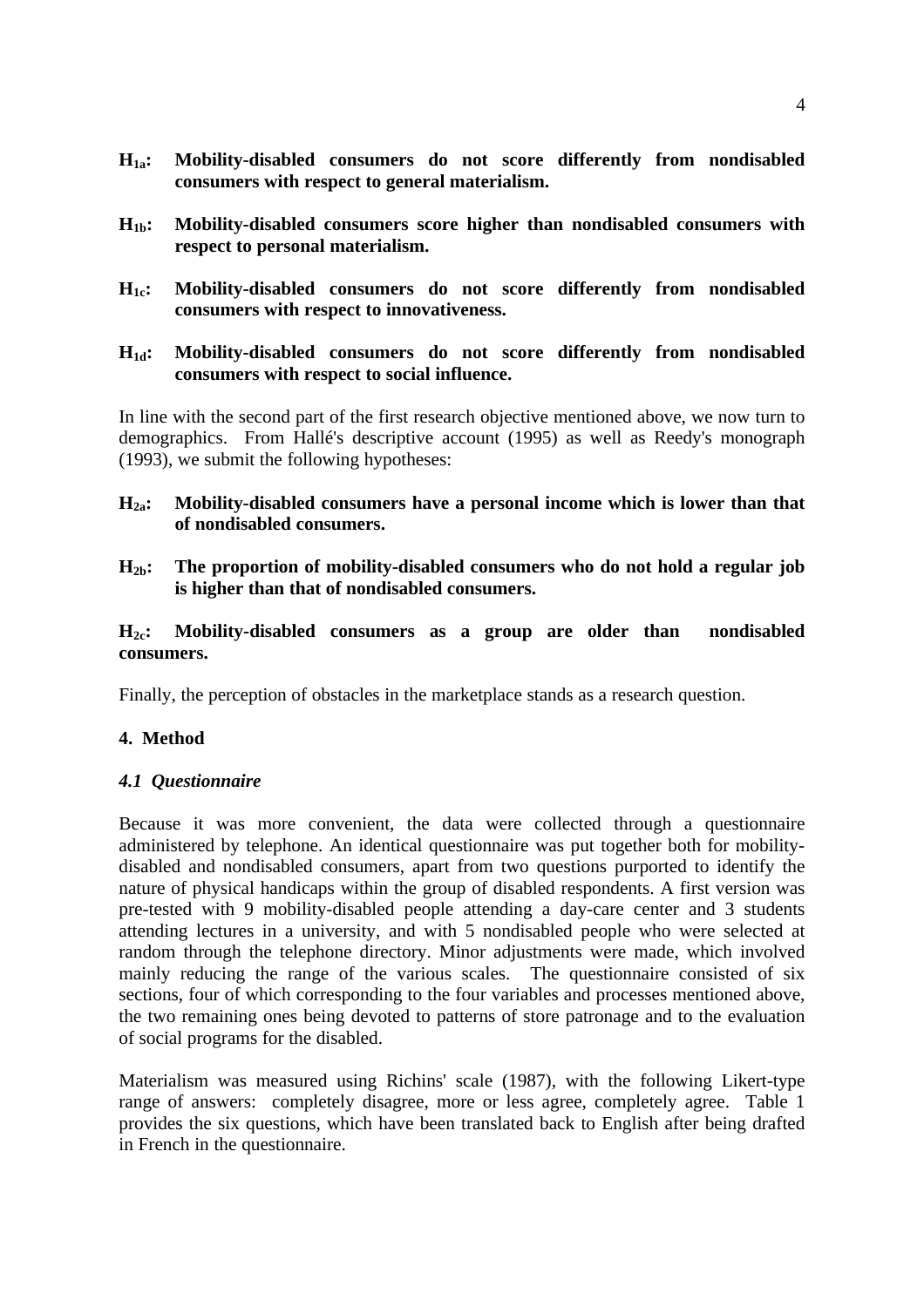**$H_{1a}$: Mobility-disabled consumers do not score differently from nondisabled consumers with respect to general materialism.**

**$H_{1b}$: Mobility-disabled consumers score higher than nondisabled consumers with respect to personal materialism.**

**$H_{1c}$: Mobility-disabled consumers do not score differently from nondisabled consumers with respect to innovativeness.**

**$H_{1d}$: Mobility-disabled consumers do not score differently from nondisabled consumers with respect to social influence.**

In line with the second part of the first research objective mentioned above, we now turn to demographics. From Hallé's descriptive account (1995) as well as Reedy's monograph (1993), we submit the following hypotheses:

**$H_{2a}$: Mobility-disabled consumers have a personal income which is lower than that of nondisabled consumers.**

**$H_{2b}$: The proportion of mobility-disabled consumers who do not hold a regular job is higher than that of nondisabled consumers.**

**$H_{2c}$: Mobility-disabled consumers as a group are older than nondisabled consumers.**

Finally, the perception of obstacles in the marketplace stands as a research question.

## 4. Method

### *4.1 Questionnaire*

Because it was more convenient, the data were collected through a questionnaire administered by telephone. An identical questionnaire was put together both for mobility-disabled and nondisabled consumers, apart from two questions purported to identify the nature of physical handicaps within the group of disabled respondents. A first version was pre-tested with 9 mobility-disabled people attending a day-care center and 3 students attending lectures in a university, and with 5 nondisabled people who were selected at random through the telephone directory. Minor adjustments were made, which involved mainly reducing the range of the various scales. The questionnaire consisted of six sections, four of which corresponding to the four variables and processes mentioned above, the two remaining ones being devoted to patterns of store patronage and to the evaluation of social programs for the disabled.

Materialism was measured using Richins' scale (1987), with the following Likert-type range of answers: completely disagree, more or less agree, completely agree. Table 1 provides the six questions, which have been translated back to English after being drafted in French in the questionnaire.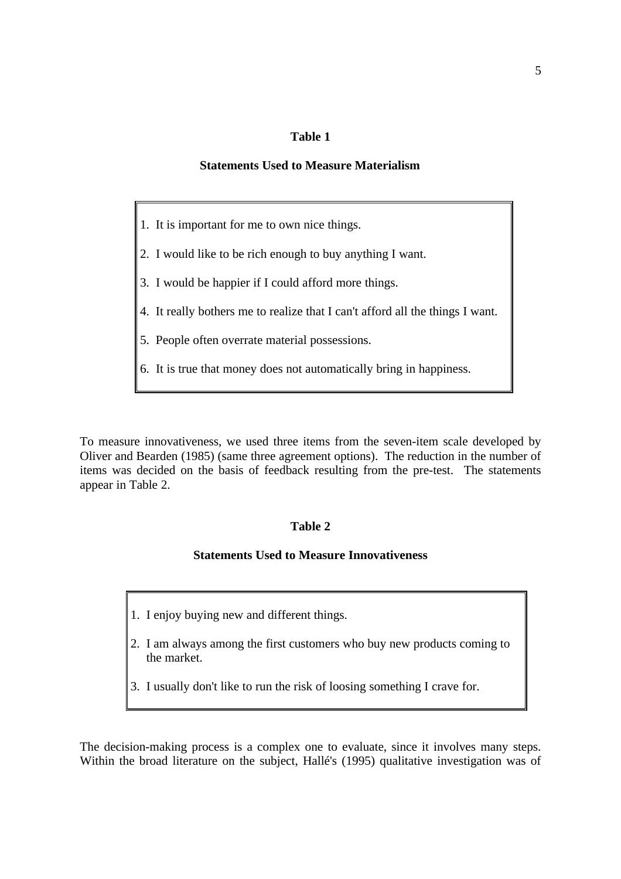**Table 1**

**Statements Used to Measure Materialism**

1. It is important for me to own nice things.
2. I would like to be rich enough to buy anything I want.
3. I would be happier if I could afford more things.
4. It really bothers me to realize that I can't afford all the things I want.
5. People often overrate material possessions.
6. It is true that money does not automatically bring in happiness.

To measure innovativeness, we used three items from the seven-item scale developed by Oliver and Bearden (1985) (same three agreement options). The reduction in the number of items was decided on the basis of feedback resulting from the pre-test. The statements appear in Table 2.

**Table 2**

**Statements Used to Measure Innovativeness**

1. I enjoy buying new and different things.
2. I am always among the first customers who buy new products coming to the market.
3. I usually don't like to run the risk of loosing something I crave for.

The decision-making process is a complex one to evaluate, since it involves many steps. Within the broad literature on the subject, Hallé's (1995) qualitative investigation was of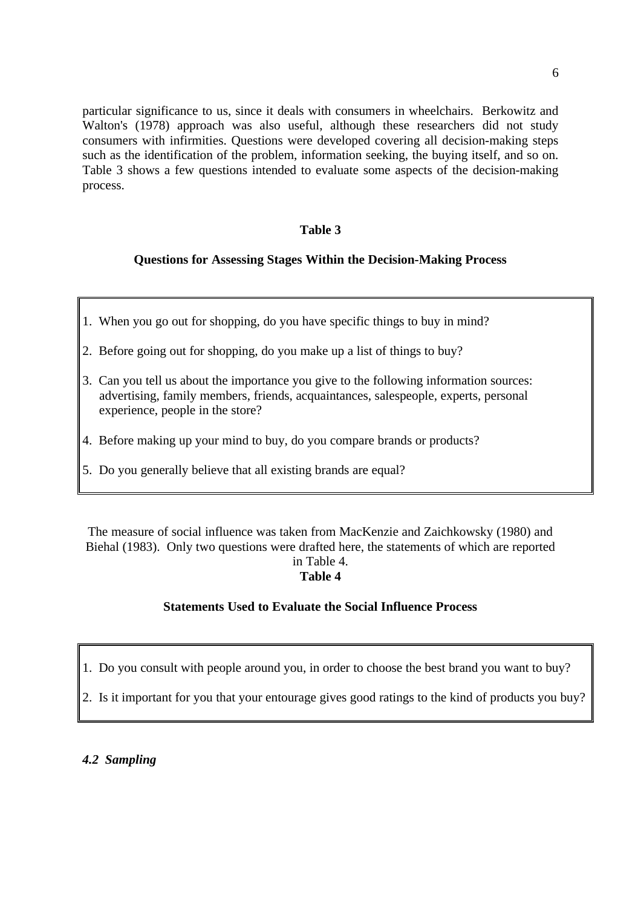particular significance to us, since it deals with consumers in wheelchairs. Berkowitz and Walton's (1978) approach was also useful, although these researchers did not study consumers with infirmities. Questions were developed covering all decision-making steps such as the identification of the problem, information seeking, the buying itself, and so on. Table 3 shows a few questions intended to evaluate some aspects of the decision-making process.

**Table 3**

**Questions for Assessing Stages Within the Decision-Making Process**

1. When you go out for shopping, do you have specific things to buy in mind?
2. Before going out for shopping, do you make up a list of things to buy?
3. Can you tell us about the importance you give to the following information sources: advertising, family members, friends, acquaintances, salespeople, experts, personal experience, people in the store?
4. Before making up your mind to buy, do you compare brands or products?
5. Do you generally believe that all existing brands are equal?

The measure of social influence was taken from MacKenzie and Zaichkowsky (1980) and Biehal (1983). Only two questions were drafted here, the statements of which are reported in Table 4.

**Table 4**

**Statements Used to Evaluate the Social Influence Process**

1. Do you consult with people around you, in order to choose the best brand you want to buy?
2. Is it important for you that your entourage gives good ratings to the kind of products you buy?

### *4.2 Sampling*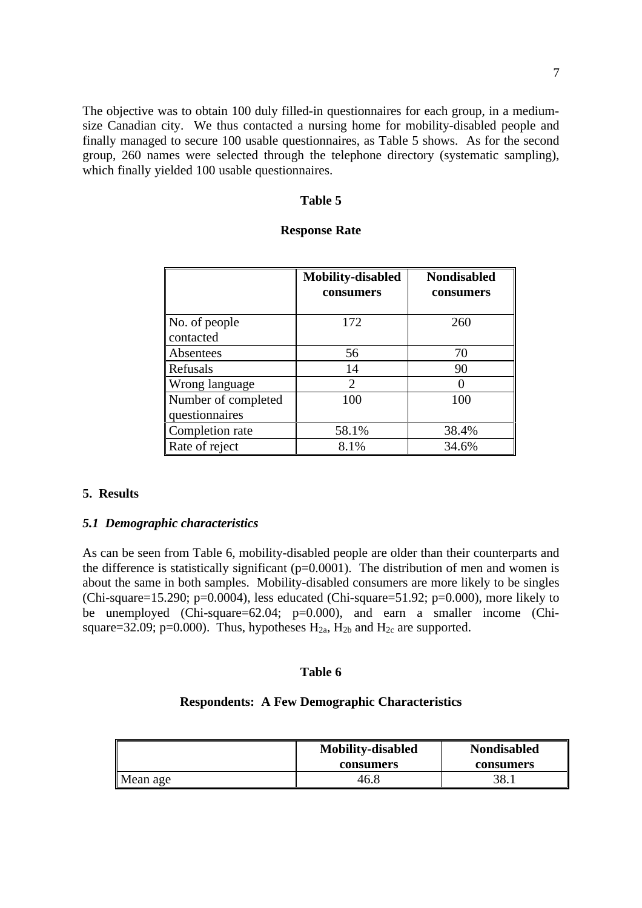The objective was to obtain 100 duly filled-in questionnaires for each group, in a medium-size Canadian city. We thus contacted a nursing home for mobility-disabled people and finally managed to secure 100 usable questionnaires, as Table 5 shows. As for the second group, 260 names were selected through the telephone directory (systematic sampling), which finally yielded 100 usable questionnaires.

**Table 5**

**Response Rate**

| | Mobility-disabled consumers | Nondisabled consumers |
|---|---|---|
| No. of people contacted | 172 | 260 |
| Absentees | 56 | 70 |
| Refusals | 14 | 90 |
| Wrong language | 2 | 0 |
| Number of completed questionnaires | 100 | 100 |
| Completion rate | 58.1% | 38.4% |
| Rate of reject | 8.1% | 34.6% |

## 5. Results

### *5.1 Demographic characteristics*

As can be seen from Table 6, mobility-disabled people are older than their counterparts and the difference is statistically significant ($p=0.0001$). The distribution of men and women is about the same in both samples. Mobility-disabled consumers are more likely to be singles (Chi-square=15.290; $p=0.0004$), less educated (Chi-square=51.92; $p=0.000$), more likely to be unemployed (Chi-square=62.04; $p=0.000$), and earn a smaller income (Chi-square=32.09; $p=0.000$). Thus, hypotheses $H_{2a}$, $H_{2b}$ and $H_{2c}$ are supported.

**Table 6**

**Respondents: A Few Demographic Characteristics**

| | Mobility-disabled consumers | Nondisabled consumers |
|---|---|---|
| Mean age | 46.8 | 38.1 |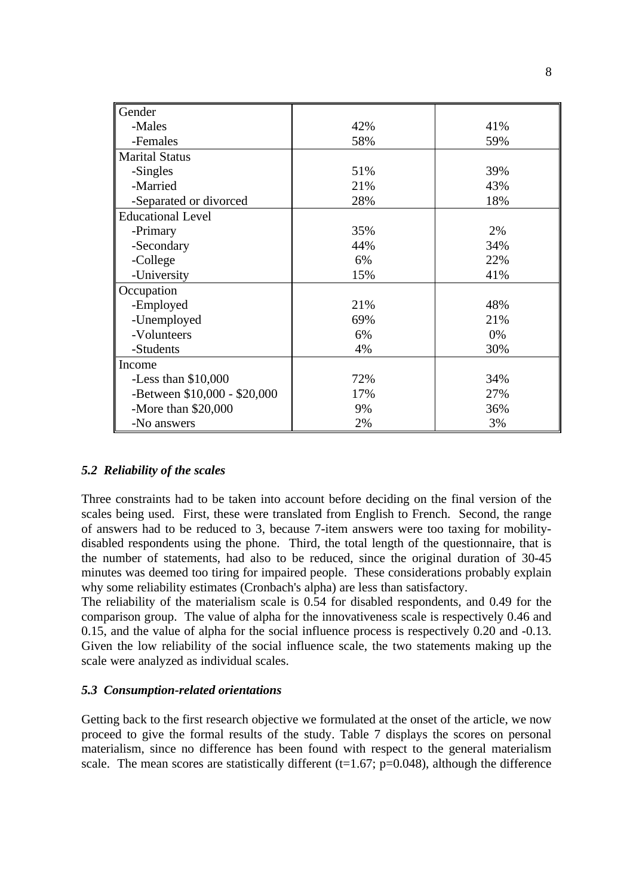| | | |
|---|---|---|
| Gender | | |
| -Males | 42% | 41% |
| -Females | 58% | 59% |
| Marital Status | | |
| -Singles | 51% | 39% |
| -Married | 21% | 43% |
| -Separated or divorced | 28% | 18% |
| Educational Level | | |
| -Primary | 35% | 2% |
| -Secondary | 44% | 34% |
| -College | 6% | 22% |
| -University | 15% | 41% |
| Occupation | | |
| -Employed | 21% | 48% |
| -Unemployed | 69% | 21% |
| -Volunteers | 6% | 0% |
| -Students | 4% | 30% |
| Income | | |
| -Less than \$10,000 | 72% | 34% |
| -Between \$10,000 - \$20,000 | 17% | 27% |
| -More than \$20,000 | 9% | 36% |
| -No answers | 2% | 3% |

### *5.2 Reliability of the scales*

Three constraints had to be taken into account before deciding on the final version of the scales being used. First, these were translated from English to French. Second, the range of answers had to be reduced to 3, because 7-item answers were too taxing for mobility-disabled respondents using the phone. Third, the total length of the questionnaire, that is the number of statements, had also to be reduced, since the original duration of 30-45 minutes was deemed too tiring for impaired people. These considerations probably explain why some reliability estimates (Cronbach's alpha) are less than satisfactory.

The reliability of the materialism scale is 0.54 for disabled respondents, and 0.49 for the comparison group. The value of alpha for the innovativeness scale is respectively 0.46 and 0.15, and the value of alpha for the social influence process is respectively 0.20 and -0.13. Given the low reliability of the social influence scale, the two statements making up the scale were analyzed as individual scales.

### *5.3 Consumption-related orientations*

Getting back to the first research objective we formulated at the onset of the article, we now proceed to give the formal results of the study. Table 7 displays the scores on personal materialism, since no difference has been found with respect to the general materialism scale. The mean scores are statistically different ($t=1.67$; $p=0.048$), although the difference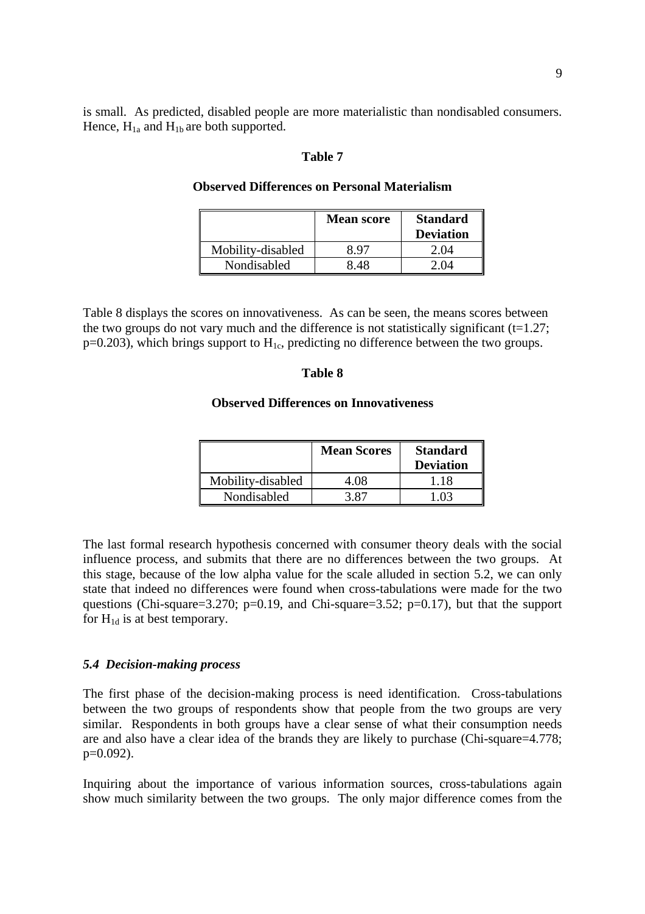is small. As predicted, disabled people are more materialistic than nondisabled consumers. Hence, $H_{1a}$ and $H_{1b}$ are both supported.

**Table 7**

**Observed Differences on Personal Materialism**

| | Mean score | Standard Deviation |
|---|---|---|
| Mobility-disabled | 8.97 | 2.04 |
| Nondisabled | 8.48 | 2.04 |

Table 8 displays the scores on innovativeness. As can be seen, the means scores between the two groups do not vary much and the difference is not statistically significant ($t=1.27$; $p=0.203$), which brings support to $H_{1c}$, predicting no difference between the two groups.

**Table 8**

**Observed Differences on Innovativeness**

| | Mean Scores | Standard Deviation |
|---|---|---|
| Mobility-disabled | 4.08 | 1.18 |
| Nondisabled | 3.87 | 1.03 |

The last formal research hypothesis concerned with consumer theory deals with the social influence process, and submits that there are no differences between the two groups. At this stage, because of the low alpha value for the scale alluded in section 5.2, we can only state that indeed no differences were found when cross-tabulations were made for the two questions (Chi-square=3.270; $p=0.19$, and Chi-square=3.52; $p=0.17$), but that the support for $H_{1d}$ is at best temporary.

### *5.4 Decision-making process*

The first phase of the decision-making process is need identification. Cross-tabulations between the two groups of respondents show that people from the two groups are very similar. Respondents in both groups have a clear sense of what their consumption needs are and also have a clear idea of the brands they are likely to purchase (Chi-square=4.778; $p=0.092$).

Inquiring about the importance of various information sources, cross-tabulations again show much similarity between the two groups. The only major difference comes from the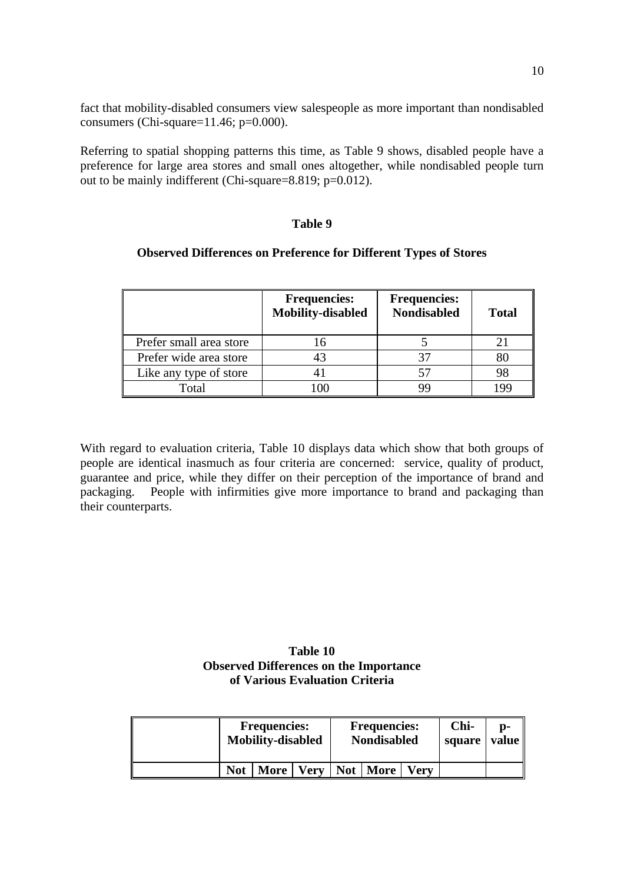fact that mobility-disabled consumers view salespeople as more important than nondisabled consumers (Chi-square=11.46; p=0.000).

Referring to spatial shopping patterns this time, as Table 9 shows, disabled people have a preference for large area stores and small ones altogether, while nondisabled people turn out to be mainly indifferent (Chi-square=8.819; p=0.012).

**Table 9**

**Observed Differences on Preference for Different Types of Stores**

| | Frequencies: Mobility-disabled | Frequencies: Nondisabled | Total |
|---|---|---|---|
| Prefer small area store | 16 | 5 | 21 |
| Prefer wide area store | 43 | 37 | 80 |
| Like any type of store | 41 | 57 | 98 |
| Total | 100 | 99 | 199 |

With regard to evaluation criteria, Table 10 displays data which show that both groups of people are identical inasmuch as four criteria are concerned: service, quality of product, guarantee and price, while they differ on their perception of the importance of brand and packaging. People with infirmities give more importance to brand and packaging than their counterparts.

**Table 10**
**Observed Differences on the Importance of Various Evaluation Criteria**

| | Frequencies: Mobility-disabled | | | Frequencies: Nondisabled | | | Chi-square | p-value |
|---|---|---|---|---|---|---|---|---|
| | Not | More | Very | Not | More | Very | | |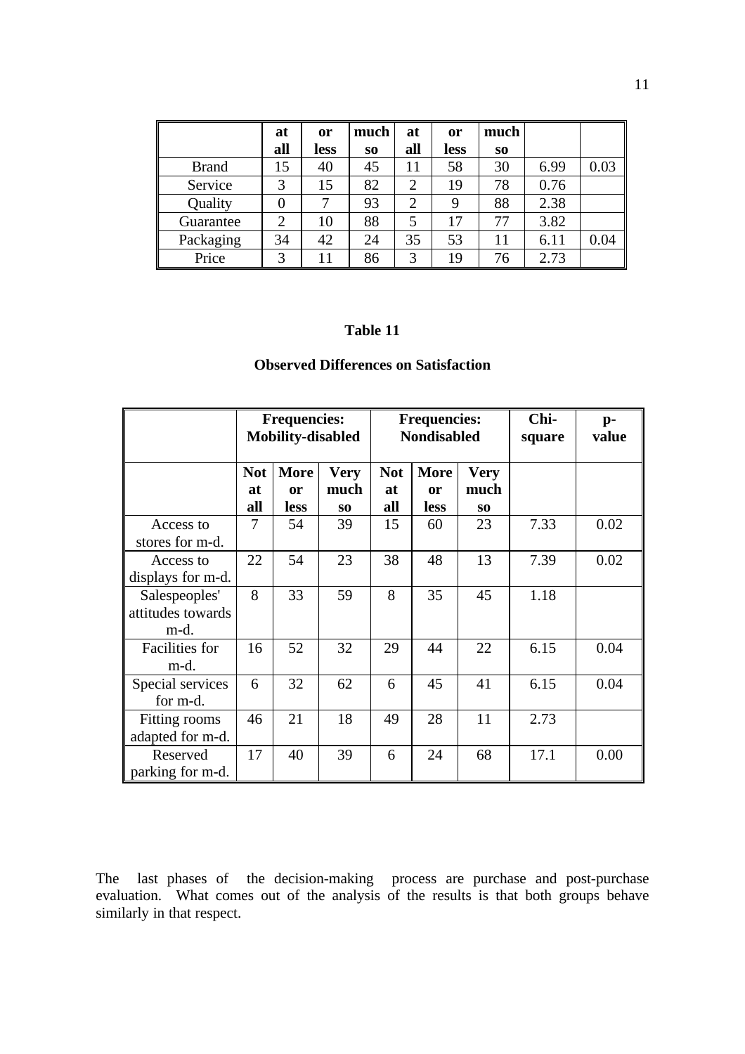| | at all | or less | much so | at all | or less | much so | | |
|---|---|---|---|---|---|---|---|---|
| Brand | 15 | 40 | 45 | 11 | 58 | 30 | 6.99 | 0.03 |
| Service | 3 | 15 | 82 | 2 | 19 | 78 | 0.76 | |
| Quality | 0 | 7 | 93 | 2 | 9 | 88 | 2.38 | |
| Guarantee | 2 | 10 | 88 | 5 | 17 | 77 | 3.82 | |
| Packaging | 34 | 42 | 24 | 35 | 53 | 11 | 6.11 | 0.04 |
| Price | 3 | 11 | 86 | 3 | 19 | 76 | 2.73 | |

**Table 11**

**Observed Differences on Satisfaction**

| | Frequencies: Mobility-disabled | | | Frequencies: Nondisabled | | | Chi-square | p-value |
|---|---|---|---|---|---|---|---|---|
| | **Not at all** | **More or less** | **Very much so** | **Not at all** | **More or less** | **Very much so** | | |
| Access to stores for m-d. | 7 | 54 | 39 | 15 | 60 | 23 | 7.33 | 0.02 |
| Access to displays for m-d. | 22 | 54 | 23 | 38 | 48 | 13 | 7.39 | 0.02 |
| Salespeoples' attitudes towards m-d. | 8 | 33 | 59 | 8 | 35 | 45 | 1.18 | |
| Facilities for m-d. | 16 | 52 | 32 | 29 | 44 | 22 | 6.15 | 0.04 |
| Special services for m-d. | 6 | 32 | 62 | 6 | 45 | 41 | 6.15 | 0.04 |
| Fitting rooms adapted for m-d. | 46 | 21 | 18 | 49 | 28 | 11 | 2.73 | |
| Reserved parking for m-d. | 17 | 40 | 39 | 6 | 24 | 68 | 17.1 | 0.00 |

The last phases of the decision-making process are purchase and post-purchase evaluation. What comes out of the analysis of the results is that both groups behave similarly in that respect.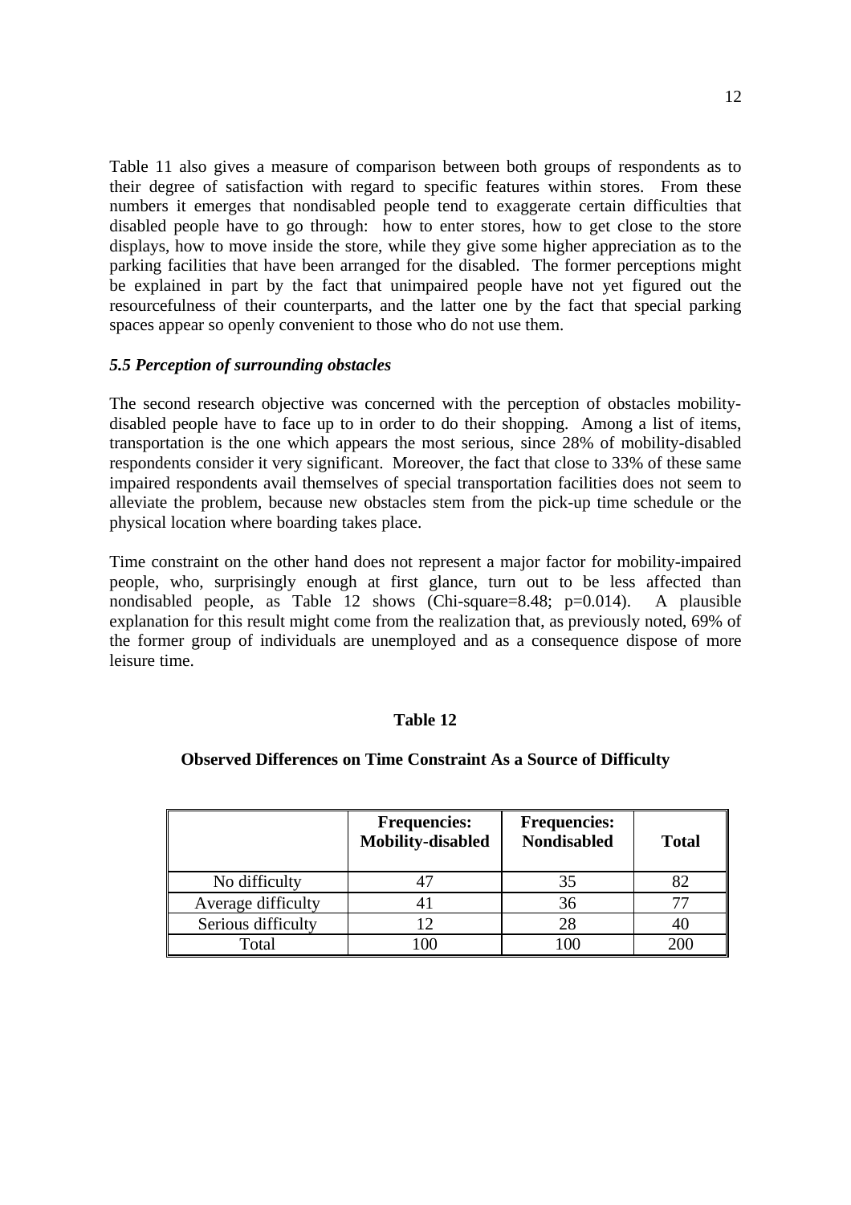Table 11 also gives a measure of comparison between both groups of respondents as to their degree of satisfaction with regard to specific features within stores. From these numbers it emerges that nondisabled people tend to exaggerate certain difficulties that disabled people have to go through: how to enter stores, how to get close to the store displays, how to move inside the store, while they give some higher appreciation as to the parking facilities that have been arranged for the disabled. The former perceptions might be explained in part by the fact that unimpaired people have not yet figured out the resourcefulness of their counterparts, and the latter one by the fact that special parking spaces appear so openly convenient to those who do not use them.

### *5.5 Perception of surrounding obstacles*

The second research objective was concerned with the perception of obstacles mobility-disabled people have to face up to in order to do their shopping. Among a list of items, transportation is the one which appears the most serious, since 28% of mobility-disabled respondents consider it very significant. Moreover, the fact that close to 33% of these same impaired respondents avail themselves of special transportation facilities does not seem to alleviate the problem, because new obstacles stem from the pick-up time schedule or the physical location where boarding takes place.

Time constraint on the other hand does not represent a major factor for mobility-impaired people, who, surprisingly enough at first glance, turn out to be less affected than nondisabled people, as Table 12 shows (Chi-square=8.48; p=0.014). A plausible explanation for this result might come from the realization that, as previously noted, 69% of the former group of individuals are unemployed and as a consequence dispose of more leisure time.

**Table 12**

**Observed Differences on Time Constraint As a Source of Difficulty**

| | **Frequencies: Mobility-disabled** | **Frequencies: Nondisabled** | **Total** |
|---|---|---|---|
| No difficulty | 47 | 35 | 82 |
| Average difficulty | 41 | 36 | 77 |
| Serious difficulty | 12 | 28 | 40 |
| Total | 100 | 100 | 200 |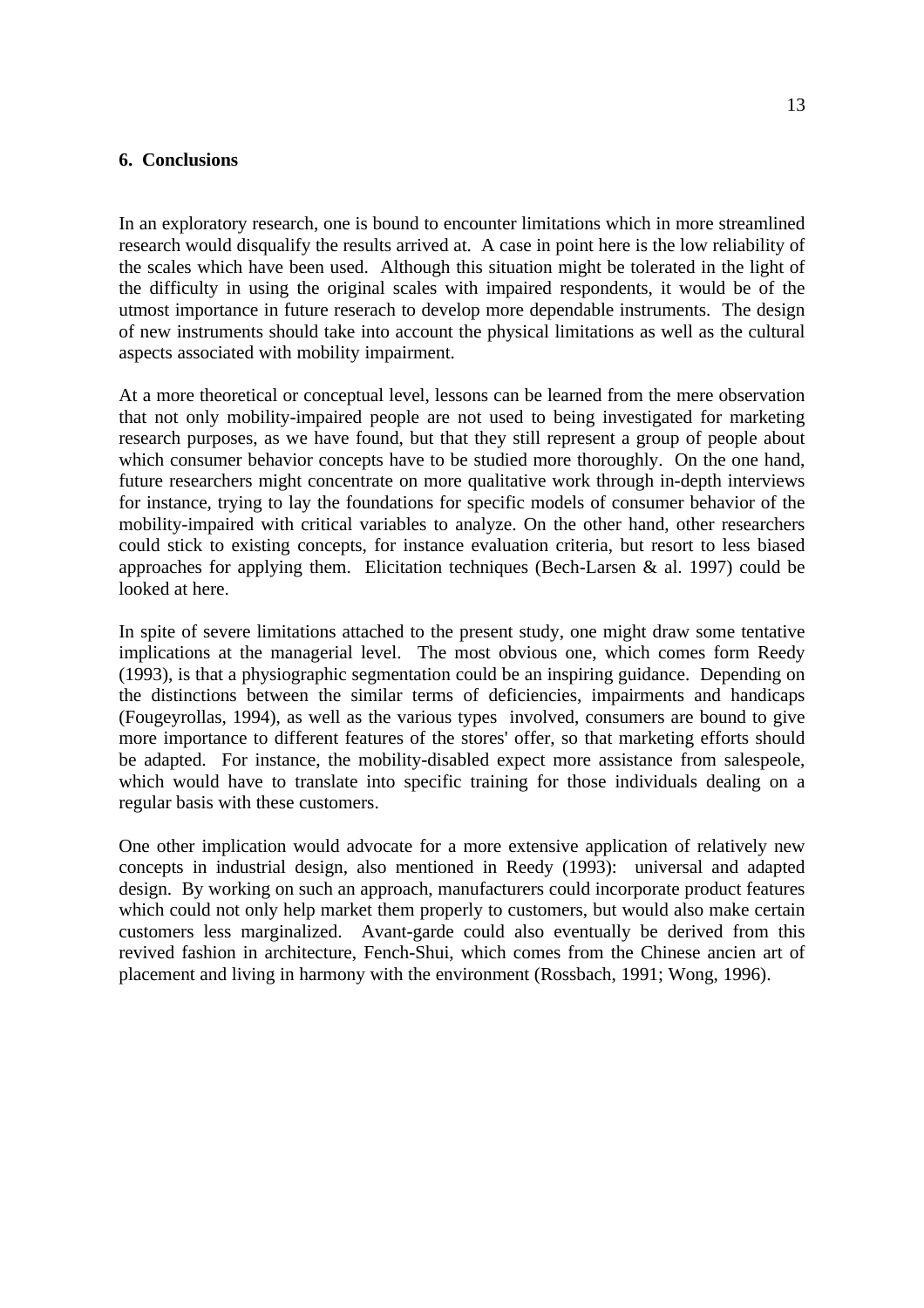## 6. Conclusions

In an exploratory research, one is bound to encounter limitations which in more streamlined research would disqualify the results arrived at. A case in point here is the low reliability of the scales which have been used. Although this situation might be tolerated in the light of the difficulty in using the original scales with impaired respondents, it would be of the utmost importance in future reserach to develop more dependable instruments. The design of new instruments should take into account the physical limitations as well as the cultural aspects associated with mobility impairment.

At a more theoretical or conceptual level, lessons can be learned from the mere observation that not only mobility-impaired people are not used to being investigated for marketing research purposes, as we have found, but that they still represent a group of people about which consumer behavior concepts have to be studied more thoroughly. On the one hand, future researchers might concentrate on more qualitative work through in-depth interviews for instance, trying to lay the foundations for specific models of consumer behavior of the mobility-impaired with critical variables to analyze. On the other hand, other researchers could stick to existing concepts, for instance evaluation criteria, but resort to less biased approaches for applying them. Elicitation techniques (Bech-Larsen & al. 1997) could be looked at here.

In spite of severe limitations attached to the present study, one might draw some tentative implications at the managerial level. The most obvious one, which comes form Reedy (1993), is that a physiographic segmentation could be an inspiring guidance. Depending on the distinctions between the similar terms of deficiencies, impairments and handicaps (Fougeyrollas, 1994), as well as the various types involved, consumers are bound to give more importance to different features of the stores' offer, so that marketing efforts should be adapted. For instance, the mobility-disabled expect more assistance from salespeole, which would have to translate into specific training for those individuals dealing on a regular basis with these customers.

One other implication would advocate for a more extensive application of relatively new concepts in industrial design, also mentioned in Reedy (1993): universal and adapted design. By working on such an approach, manufacturers could incorporate product features which could not only help market them properly to customers, but would also make certain customers less marginalized. Avant-garde could also eventually be derived from this revived fashion in architecture, Fench-Shui, which comes from the Chinese ancien art of placement and living in harmony with the environment (Rossbach, 1991; Wong, 1996).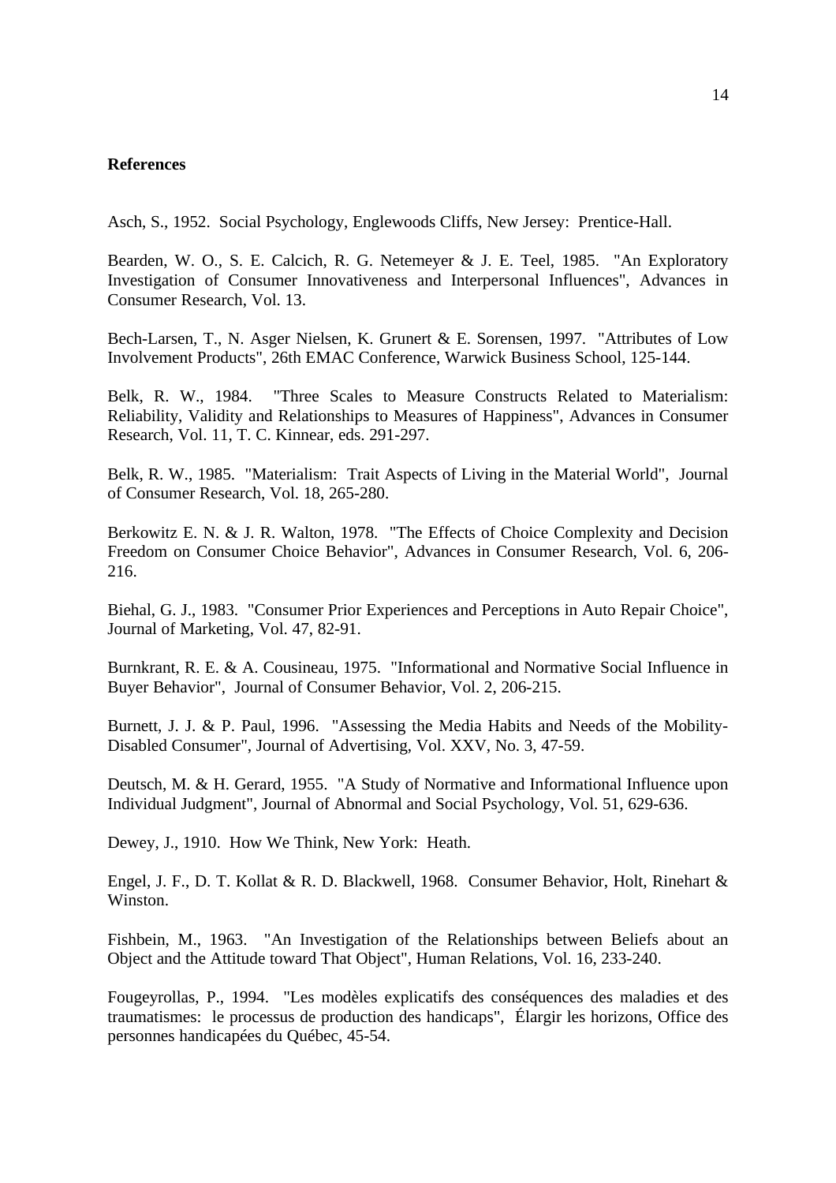## References

Asch, S., 1952. Social Psychology, Englewoods Cliffs, New Jersey: Prentice-Hall.

Bearden, W. O., S. E. Calcich, R. G. Netemeyer & J. E. Teel, 1985. "An Exploratory Investigation of Consumer Innovativeness and Interpersonal Influences", Advances in Consumer Research, Vol. 13.

Bech-Larsen, T., N. Asger Nielsen, K. Grunert & E. Sorensen, 1997. "Attributes of Low Involvement Products", 26th EMAC Conference, Warwick Business School, 125-144.

Belk, R. W., 1984. "Three Scales to Measure Constructs Related to Materialism: Reliability, Validity and Relationships to Measures of Happiness", Advances in Consumer Research, Vol. 11, T. C. Kinnear, eds. 291-297.

Belk, R. W., 1985. "Materialism: Trait Aspects of Living in the Material World", Journal of Consumer Research, Vol. 18, 265-280.

Berkowitz E. N. & J. R. Walton, 1978. "The Effects of Choice Complexity and Decision Freedom on Consumer Choice Behavior", Advances in Consumer Research, Vol. 6, 206-216.

Biehal, G. J., 1983. "Consumer Prior Experiences and Perceptions in Auto Repair Choice", Journal of Marketing, Vol. 47, 82-91.

Burnkrant, R. E. & A. Cousineau, 1975. "Informational and Normative Social Influence in Buyer Behavior", Journal of Consumer Behavior, Vol. 2, 206-215.

Burnett, J. J. & P. Paul, 1996. "Assessing the Media Habits and Needs of the Mobility-Disabled Consumer", Journal of Advertising, Vol. XXV, No. 3, 47-59.

Deutsch, M. & H. Gerard, 1955. "A Study of Normative and Informational Influence upon Individual Judgment", Journal of Abnormal and Social Psychology, Vol. 51, 629-636.

Dewey, J., 1910. How We Think, New York: Heath.

Engel, J. F., D. T. Kollat & R. D. Blackwell, 1968. Consumer Behavior, Holt, Rinehart & Winston.

Fishbein, M., 1963. "An Investigation of the Relationships between Beliefs about an Object and the Attitude toward That Object", Human Relations, Vol. 16, 233-240.

Fougeyrollas, P., 1994. "Les modèles explicatifs des conséquences des maladies et des traumatismes: le processus de production des handicaps", Élargir les horizons, Office des personnes handicapées du Québec, 45-54.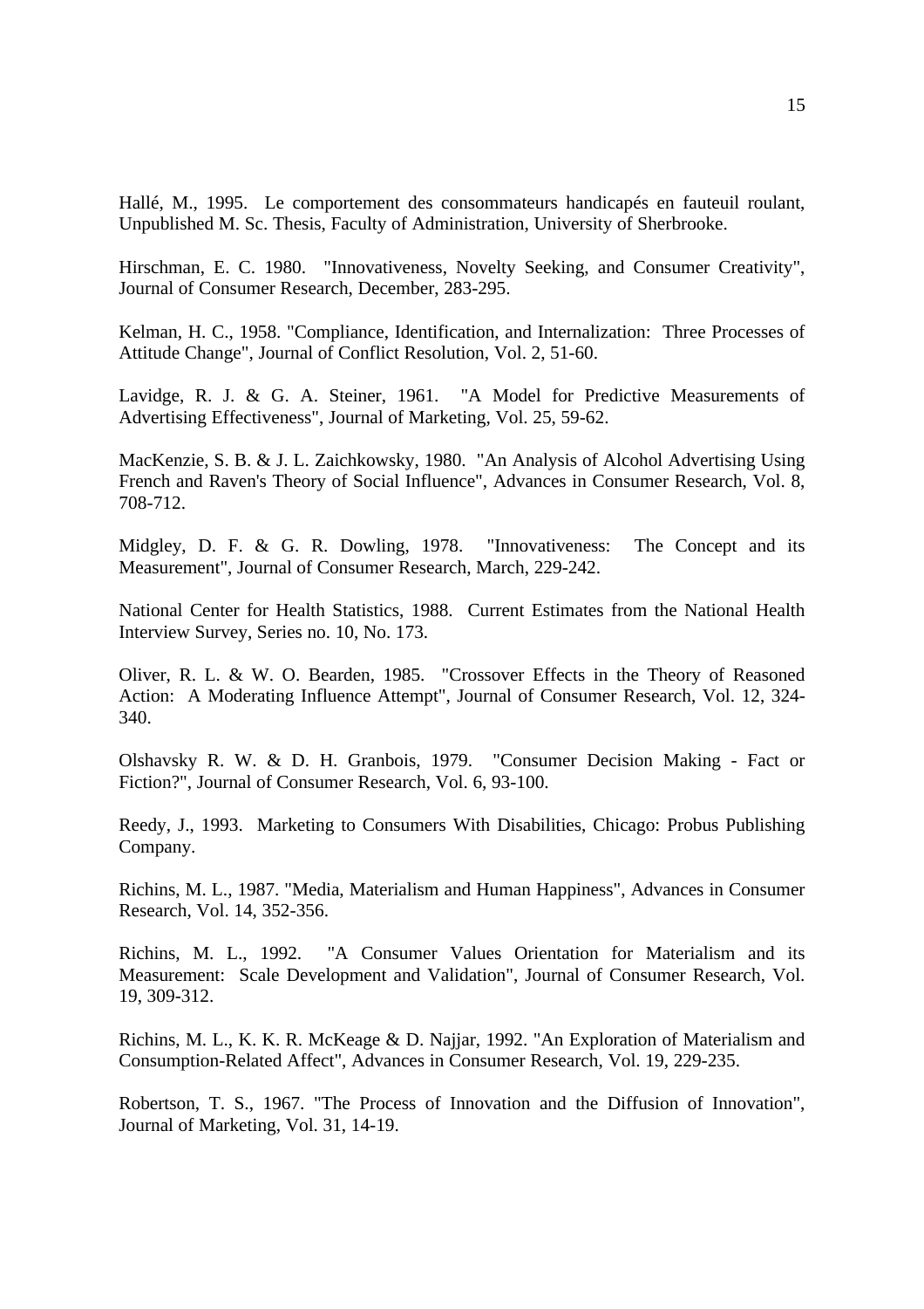Hallé, M., 1995. Le comportement des consommateurs handicapés en fauteuil roulant, Unpublished M. Sc. Thesis, Faculty of Administration, University of Sherbrooke.

Hirschman, E. C. 1980. "Innovativeness, Novelty Seeking, and Consumer Creativity", Journal of Consumer Research, December, 283-295.

Kelman, H. C., 1958. "Compliance, Identification, and Internalization: Three Processes of Attitude Change", Journal of Conflict Resolution, Vol. 2, 51-60.

Lavidge, R. J. & G. A. Steiner, 1961. "A Model for Predictive Measurements of Advertising Effectiveness", Journal of Marketing, Vol. 25, 59-62.

MacKenzie, S. B. & J. L. Zaichkowsky, 1980. "An Analysis of Alcohol Advertising Using French and Raven's Theory of Social Influence", Advances in Consumer Research, Vol. 8, 708-712.

Midgley, D. F. & G. R. Dowling, 1978. "Innovativeness: The Concept and its Measurement", Journal of Consumer Research, March, 229-242.

National Center for Health Statistics, 1988. Current Estimates from the National Health Interview Survey, Series no. 10, No. 173.

Oliver, R. L. & W. O. Bearden, 1985. "Crossover Effects in the Theory of Reasoned Action: A Moderating Influence Attempt", Journal of Consumer Research, Vol. 12, 324-340.

Olshavsky R. W. & D. H. Granbois, 1979. "Consumer Decision Making - Fact or Fiction?", Journal of Consumer Research, Vol. 6, 93-100.

Reedy, J., 1993. Marketing to Consumers With Disabilities, Chicago: Probus Publishing Company.

Richins, M. L., 1987. "Media, Materialism and Human Happiness", Advances in Consumer Research, Vol. 14, 352-356.

Richins, M. L., 1992. "A Consumer Values Orientation for Materialism and its Measurement: Scale Development and Validation", Journal of Consumer Research, Vol. 19, 309-312.

Richins, M. L., K. K. R. McKeage & D. Najjar, 1992. "An Exploration of Materialism and Consumption-Related Affect", Advances in Consumer Research, Vol. 19, 229-235.

Robertson, T. S., 1967. "The Process of Innovation and the Diffusion of Innovation", Journal of Marketing, Vol. 31, 14-19.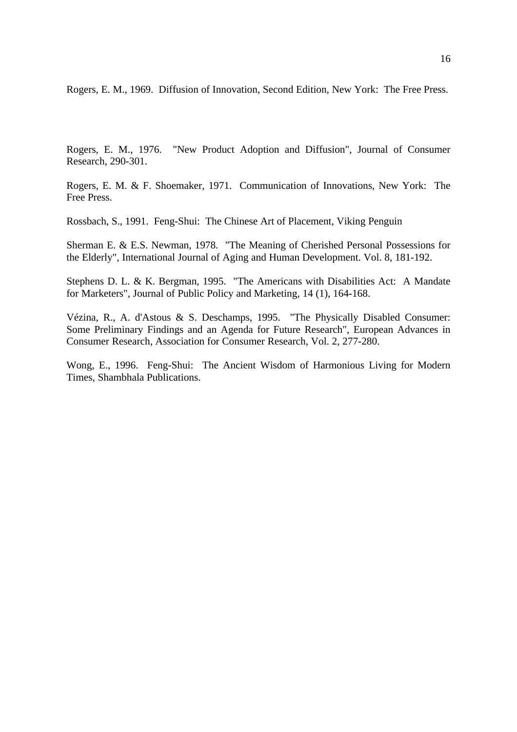Rogers, E. M., 1969. Diffusion of Innovation, Second Edition, New York: The Free Press.

Rogers, E. M., 1976. "New Product Adoption and Diffusion", Journal of Consumer Research, 290-301.

Rogers, E. M. & F. Shoemaker, 1971. Communication of Innovations, New York: The Free Press.

Rossbach, S., 1991. Feng-Shui: The Chinese Art of Placement, Viking Penguin

Sherman E. & E.S. Newman, 1978. "The Meaning of Cherished Personal Possessions for the Elderly", International Journal of Aging and Human Development. Vol. 8, 181-192.

Stephens D. L. & K. Bergman, 1995. "The Americans with Disabilities Act: A Mandate for Marketers", Journal of Public Policy and Marketing, 14 (1), 164-168.

Vézina, R., A. d'Astous & S. Deschamps, 1995. "The Physically Disabled Consumer: Some Preliminary Findings and an Agenda for Future Research", European Advances in Consumer Research, Association for Consumer Research, Vol. 2, 277-280.

Wong, E., 1996. Feng-Shui: The Ancient Wisdom of Harmonious Living for Modern Times, Shambhala Publications.